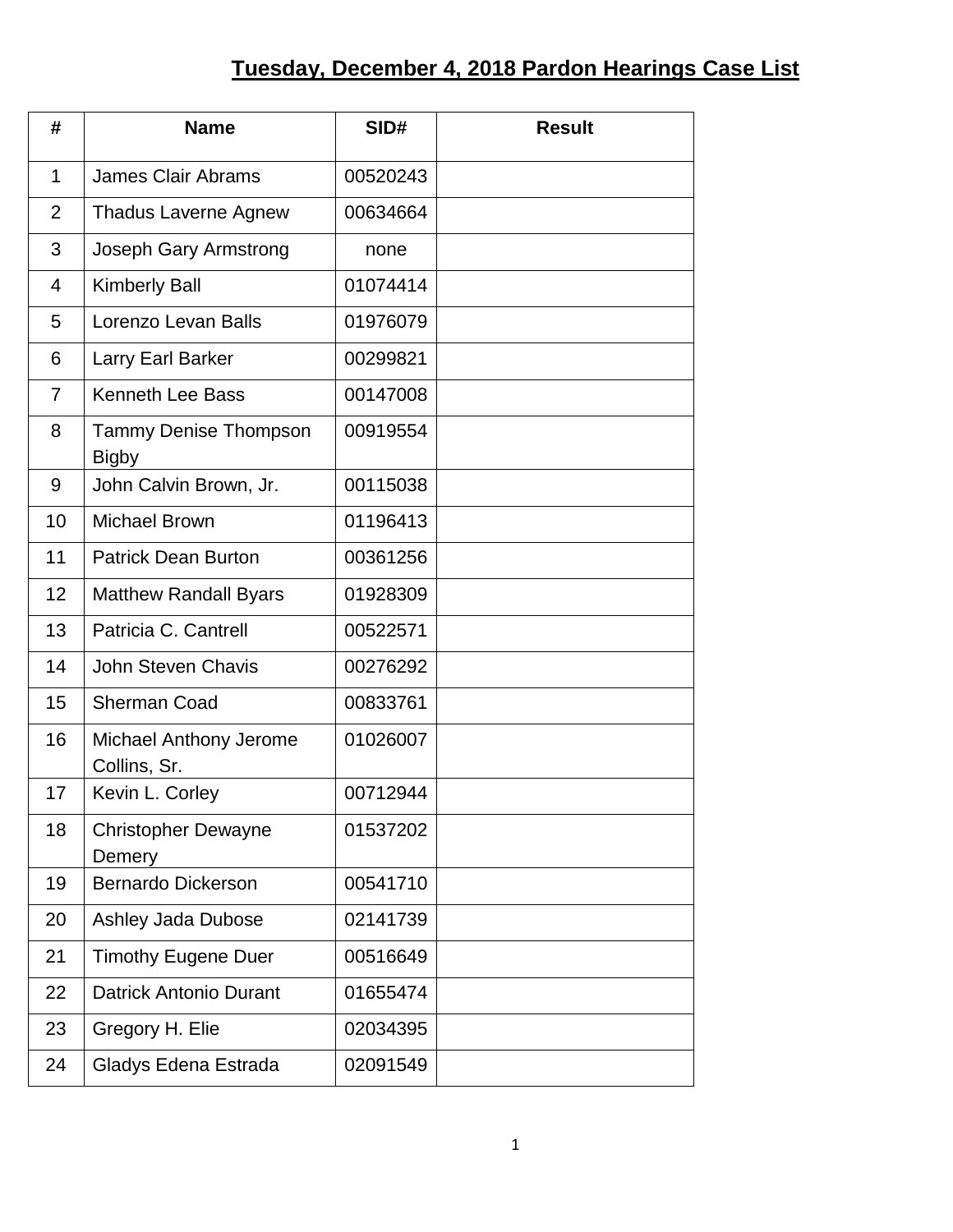# Tuesday, December 4, 2018 Pardon Hearings Case List

| # | Name | SID# | Result |
|---|---|---|---|
| 1 | James Clair Abrams | 00520243 | |
| 2 | Thadus Laverne Agnew | 00634664 | |
| 3 | Joseph Gary Armstrong | none | |
| 4 | Kimberly Ball | 01074414 | |
| 5 | Lorenzo Levan Balls | 01976079 | |
| 6 | Larry Earl Barker | 00299821 | |
| 7 | Kenneth Lee Bass | 00147008 | |
| 8 | Tammy Denise Thompson Bigby | 00919554 | |
| 9 | John Calvin Brown, Jr. | 00115038 | |
| 10 | Michael Brown | 01196413 | |
| 11 | Patrick Dean Burton | 00361256 | |
| 12 | Matthew Randall Byars | 01928309 | |
| 13 | Patricia C. Cantrell | 00522571 | |
| 14 | John Steven Chavis | 00276292 | |
| 15 | Sherman Coad | 00833761 | |
| 16 | Michael Anthony Jerome Collins, Sr. | 01026007 | |
| 17 | Kevin L. Corley | 00712944 | |
| 18 | Christopher Dewayne Demery | 01537202 | |
| 19 | Bernardo Dickerson | 00541710 | |
| 20 | Ashley Jada Dubose | 02141739 | |
| 21 | Timothy Eugene Duer | 00516649 | |
| 22 | Datrick Antonio Durant | 01655474 | |
| 23 | Gregory H. Elie | 02034395 | |
| 24 | Gladys Edena Estrada | 02091549 | |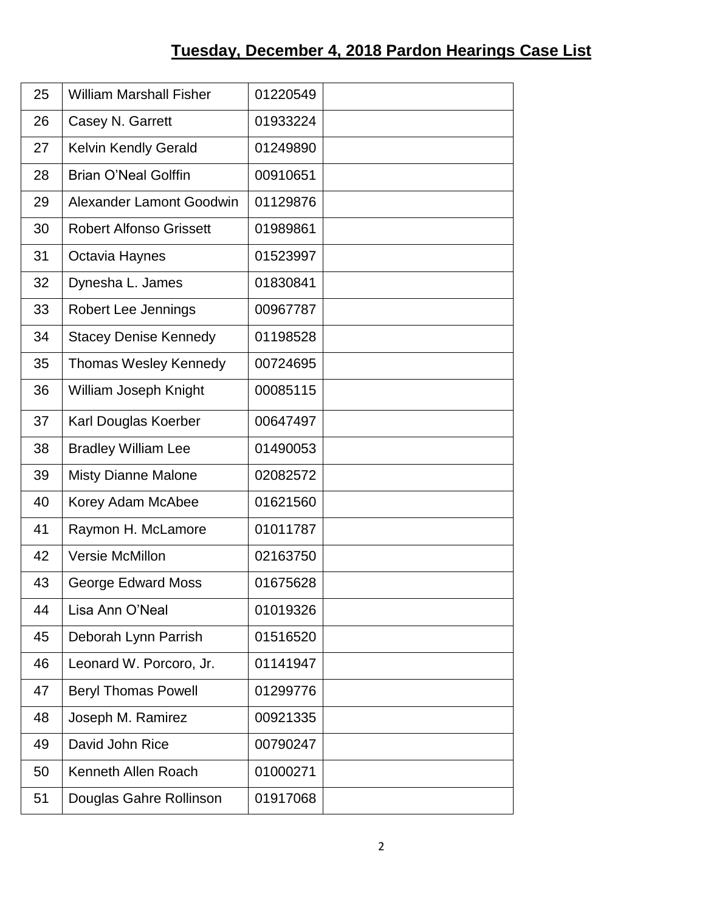## Tuesday, December 4, 2018 Pardon Hearings Case List

| | | | |
|---|---|---|---|
| 25 | William Marshall Fisher | 01220549 | |
| 26 | Casey N. Garrett | 01933224 | |
| 27 | Kelvin Kendly Gerald | 01249890 | |
| 28 | Brian O’Neal Golffin | 00910651 | |
| 29 | Alexander Lamont Goodwin | 01129876 | |
| 30 | Robert Alfonso Grissett | 01989861 | |
| 31 | Octavia Haynes | 01523997 | |
| 32 | Dynesha L. James | 01830841 | |
| 33 | Robert Lee Jennings | 00967787 | |
| 34 | Stacey Denise Kennedy | 01198528 | |
| 35 | Thomas Wesley Kennedy | 00724695 | |
| 36 | William Joseph Knight | 00085115 | |
| 37 | Karl Douglas Koerber | 00647497 | |
| 38 | Bradley William Lee | 01490053 | |
| 39 | Misty Dianne Malone | 02082572 | |
| 40 | Korey Adam McAbee | 01621560 | |
| 41 | Raymon H. McLamore | 01011787 | |
| 42 | Versie McMillon | 02163750 | |
| 43 | George Edward Moss | 01675628 | |
| 44 | Lisa Ann O’Neal | 01019326 | |
| 45 | Deborah Lynn Parrish | 01516520 | |
| 46 | Leonard W. Porcoro, Jr. | 01141947 | |
| 47 | Beryl Thomas Powell | 01299776 | |
| 48 | Joseph M. Ramirez | 00921335 | |
| 49 | David John Rice | 00790247 | |
| 50 | Kenneth Allen Roach | 01000271 | |
| 51 | Douglas Gahre Rollinson | 01917068 | |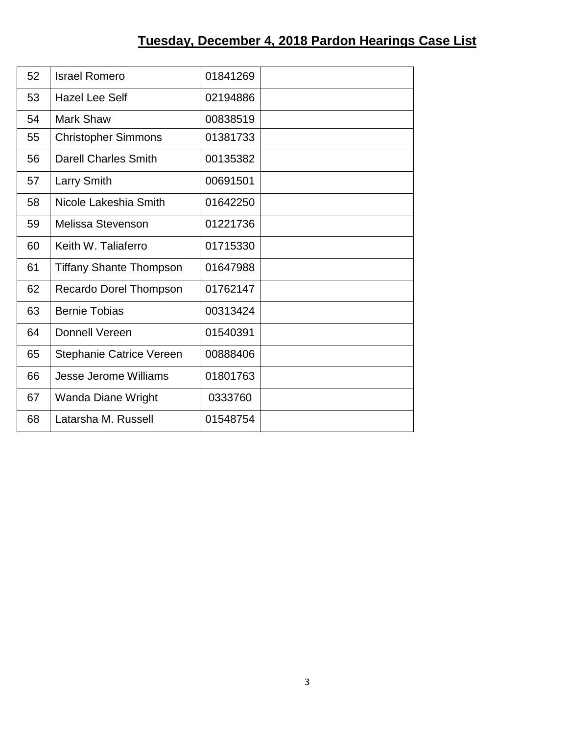## Tuesday, December 4, 2018 Pardon Hearings Case List

| | | | |
|---|---|---|---|
| 52 | Israel Romero | 01841269 | |
| 53 | Hazel Lee Self | 02194886 | |
| 54 | Mark Shaw | 00838519 | |
| 55 | Christopher Simmons | 01381733 | |
| 56 | Darell Charles Smith | 00135382 | |
| 57 | Larry Smith | 00691501 | |
| 58 | Nicole Lakeshia Smith | 01642250 | |
| 59 | Melissa Stevenson | 01221736 | |
| 60 | Keith W. Taliaferro | 01715330 | |
| 61 | Tiffany Shante Thompson | 01647988 | |
| 62 | Recardo Dorel Thompson | 01762147 | |
| 63 | Bernie Tobias | 00313424 | |
| 64 | Donnell Vereen | 01540391 | |
| 65 | Stephanie Catrice Vereen | 00888406 | |
| 66 | Jesse Jerome Williams | 01801763 | |
| 67 | Wanda Diane Wright | 0333760 | |
| 68 | Latarsha M. Russell | 01548754 | |